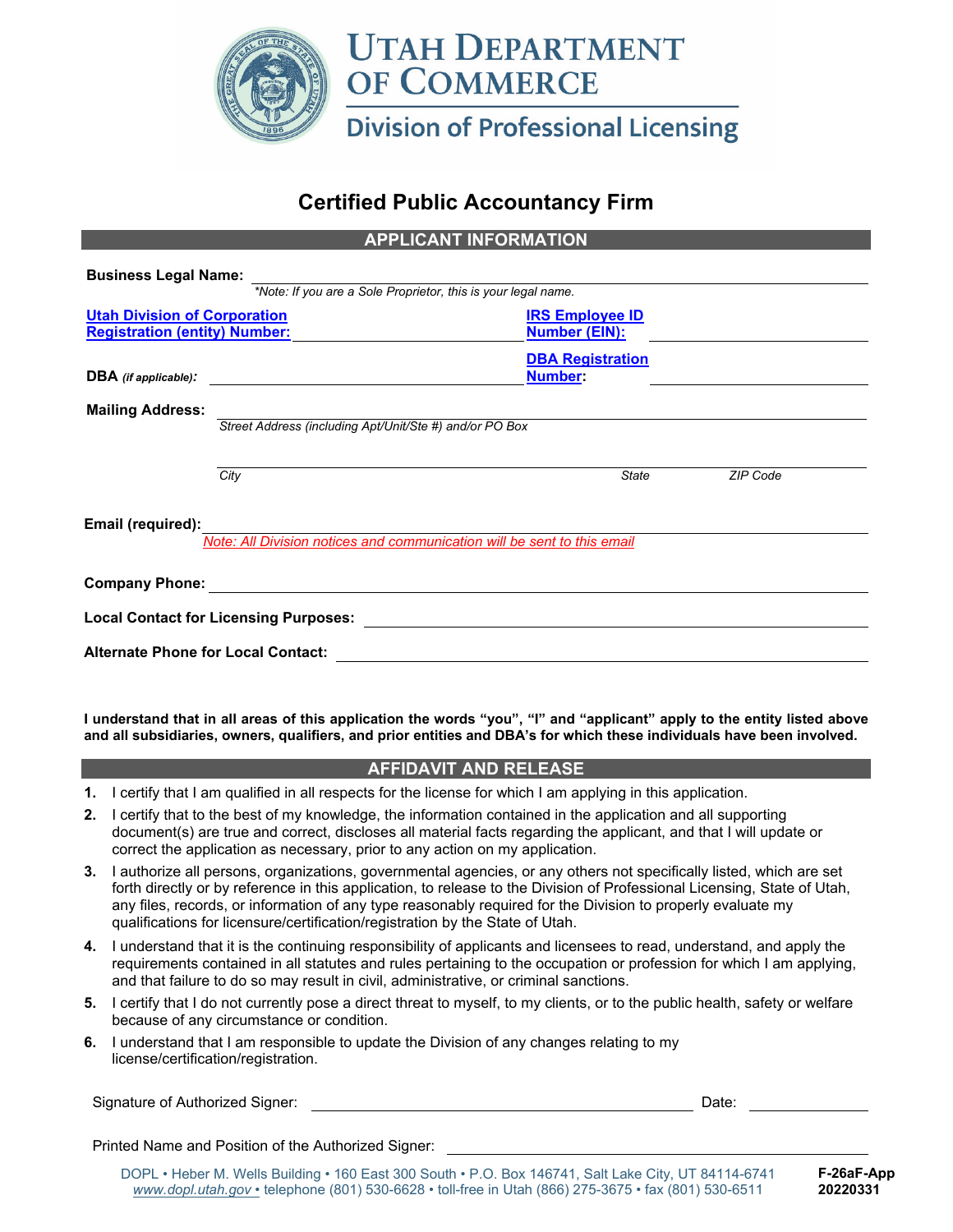# Utah Department of Commerce

## Division of Professional Licensing

# Certified Public Accountancy Firm

## APPLICANT INFORMATION

**Business Legal Name:** ______________________________

*\*Note: If you are a Sole Proprietor, this is your legal name.*

**Utah Division of Corporation Registration (entity) Number:** ______________________ **IRS Employee ID Number (EIN):** ______________________

**DBA** *(if applicable)***:** ______________________ **DBA Registration Number:** ______________________

**Mailing Address:** ______________________________

*Street Address (including Apt/Unit/Ste #) and/or PO Box*

______________________________

*City* *State* *ZIP Code*

**Email (required):** ______________________________

*Note: All Division notices and communication will be sent to this email*

**Company Phone:** ______________________________

**Local Contact for Licensing Purposes:** ______________________________

**Alternate Phone for Local Contact:** ______________________________

**I understand that in all areas of this application the words "you", "I" and "applicant" apply to the entity listed above and all subsidiaries, owners, qualifiers, and prior entities and DBA's for which these individuals have been involved.**

## AFFIDAVIT AND RELEASE

1. I certify that I am qualified in all respects for the license for which I am applying in this application.
2. I certify that to the best of my knowledge, the information contained in the application and all supporting document(s) are true and correct, discloses all material facts regarding the applicant, and that I will update or correct the application as necessary, prior to any action on my application.
3. I authorize all persons, organizations, governmental agencies, or any others not specifically listed, which are set forth directly or by reference in this application, to release to the Division of Professional Licensing, State of Utah, any files, records, or information of any type reasonably required for the Division to properly evaluate my qualifications for licensure/certification/registration by the State of Utah.
4. I understand that it is the continuing responsibility of applicants and licensees to read, understand, and apply the requirements contained in all statutes and rules pertaining to the occupation or profession for which I am applying, and that failure to do so may result in civil, administrative, or criminal sanctions.
5. I certify that I do not currently pose a direct threat to myself, to my clients, or to the public health, safety or welfare because of any circumstance or condition.
6. I understand that I am responsible to update the Division of any changes relating to my license/certification/registration.

Signature of Authorized Signer: ______________________________ Date: ______________

Printed Name and Position of the Authorized Signer: ______________________________

DOPL • Heber M. Wells Building • 160 East 300 South • P.O. Box 146741, Salt Lake City, UT 84114-6741
www.dopl.utah.gov • telephone (801) 530-6628 • toll-free in Utah (866) 275-3675 • fax (801) 530-6511

F-26aF-App
20220331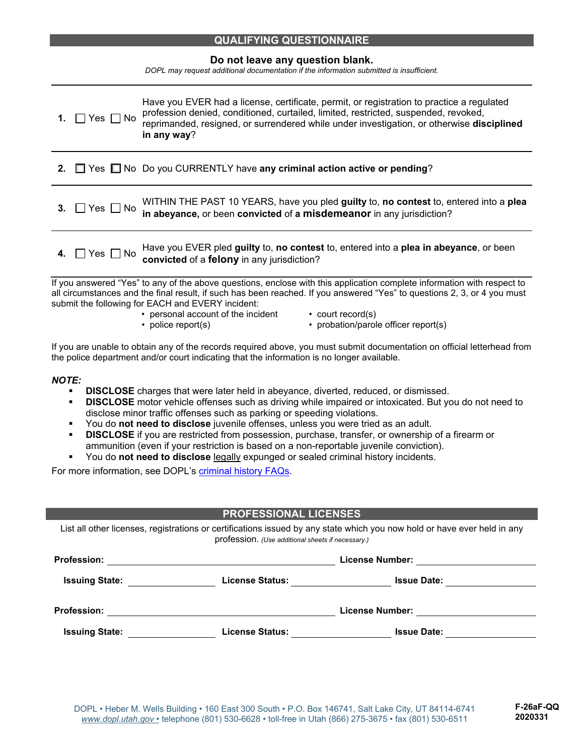## QUALIFYING QUESTIONNAIRE

**Do not leave any question blank.**

*DOPL may request additional documentation if the information submitted is insufficient.*

| | | |
|---|---|---|
| **1.** | ☐ Yes ☐ No | Have you EVER had a license, certificate, permit, or registration to practice a regulated profession denied, conditioned, curtailed, limited, restricted, suspended, revoked, reprimanded, resigned, or surrendered while under investigation, or otherwise **disciplined in any way**? |
| **2.** | ☐ Yes ☐ No | Do you CURRENTLY have **any criminal action active or pending**? |
| **3.** | ☐ Yes ☐ No | WITHIN THE PAST 10 YEARS, have you pled **guilty** to, **no contest** to, entered into a **plea in abeyance,** or been **convicted** of **a misdemeanor** in any jurisdiction? |
| **4.** | ☐ Yes ☐ No | Have you EVER pled **guilty** to, **no contest** to, entered into a **plea in abeyance**, or been **convicted** of a **felony** in any jurisdiction? |

If you answered "Yes" to any of the above questions, enclose with this application complete information with respect to all circumstances and the final result, if such has been reached. If you answered "Yes" to questions 2, 3, or 4 you must submit the following for EACH and EVERY incident:

- personal account of the incident
- police report(s)
- court record(s)
- probation/parole officer report(s)

If you are unable to obtain any of the records required above, you must submit documentation on official letterhead from the police department and/or court indicating that the information is no longer available.

***NOTE:***

- **DISCLOSE** charges that were later held in abeyance, diverted, reduced, or dismissed.
- **DISCLOSE** motor vehicle offenses such as driving while impaired or intoxicated. But you do not need to disclose minor traffic offenses such as parking or speeding violations.
- You do **not need to disclose** juvenile offenses, unless you were tried as an adult.
- **DISCLOSE** if you are restricted from possession, purchase, transfer, or ownership of a firearm or ammunition (even if your restriction is based on a non-reportable juvenile conviction).
- You do **not need to disclose** legally expunged or sealed criminal history incidents.

For more information, see DOPL's criminal history FAQs.

## PROFESSIONAL LICENSES

List all other licenses, registrations or certifications issued by any state which you now hold or have ever held in any profession. *(Use additional sheets if necessary.)*

**Profession:** ______________________ **License Number:** ______________

**Issuing State:** ____________ **License Status:** ____________ **Issue Date:** ____________

**Profession:** ______________________ **License Number:** ______________

**Issuing State:** ____________ **License Status:** ____________ **Issue Date:** ____________

DOPL • Heber M. Wells Building • 160 East 300 South • P.O. Box 146741, Salt Lake City, UT 84114-6741
www.dopl.utah.gov • telephone (801) 530-6628 • toll-free in Utah (866) 275-3675 • fax (801) 530-6511

**F-26aF-QQ**
**2020331**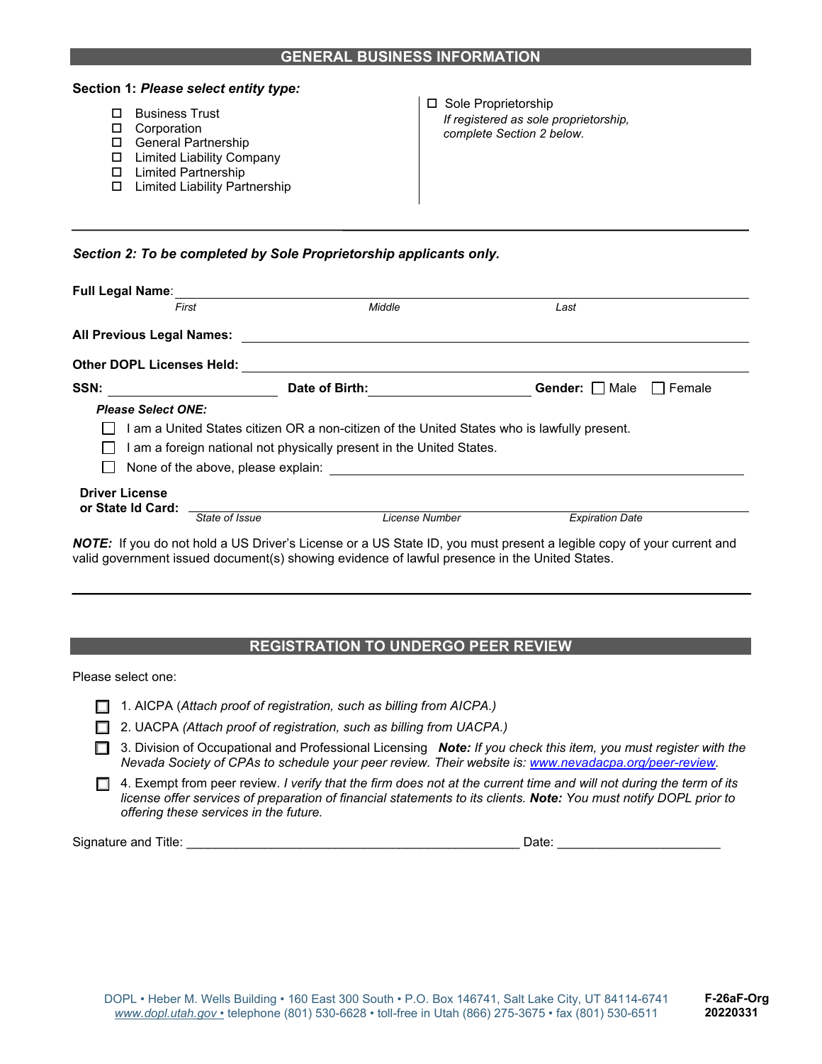## GENERAL BUSINESS INFORMATION

**Section 1:** ***Please select entity type:***

- ☐ Business Trust
- ☐ Corporation
- ☐ General Partnership
- ☐ Limited Liability Company
- ☐ Limited Partnership
- ☐ Limited Liability Partnership

☐ Sole Proprietorship
*If registered as sole proprietorship, complete Section 2 below.*

---

***Section 2: To be completed by Sole Proprietorship applicants only.***

**Full Legal Name**: ______________________________
*First* *Middle* *Last*

**All Previous Legal Names:** ______________________________

**Other DOPL Licenses Held:** ______________________________

**SSN:** ____________ **Date of Birth:** ____________ **Gender:** ☐ Male ☐ Female

***Please Select ONE:***

☐ I am a United States citizen OR a non-citizen of the United States who is lawfully present.

☐ I am a foreign national not physically present in the United States.

☐ None of the above, please explain: ______________________________

**Driver License or State Id Card:** ______________________________
*State of Issue* *License Number* *Expiration Date*

***NOTE:*** If you do not hold a US Driver's License or a US State ID, you must present a legible copy of your current and valid government issued document(s) showing evidence of lawful presence in the United States.

---

## REGISTRATION TO UNDERGO PEER REVIEW

Please select one:

☐ 1. AICPA (*Attach proof of registration, such as billing from AICPA.)*

☐ 2. UACPA *(Attach proof of registration, such as billing from UACPA.)*

☐ 3. Division of Occupational and Professional Licensing ***Note:*** *If you check this item, you must register with the Nevada Society of CPAs to schedule your peer review. Their website is: www.nevadacpa.org/peer-review.*

☐ 4. Exempt from peer review. *I verify that the firm does not at the current time and will not during the term of its license offer services of preparation of financial statements to its clients.* ***Note:*** *You must notify DOPL prior to offering these services in the future.*

Signature and Title: ________________________________________________ Date: _______________________

DOPL • Heber M. Wells Building • 160 East 300 South • P.O. Box 146741, Salt Lake City, UT 84114-6741
www.dopl.utah.gov • telephone (801) 530-6628 • toll-free in Utah (866) 275-3675 • fax (801) 530-6511

**F-26aF-Org 20220331**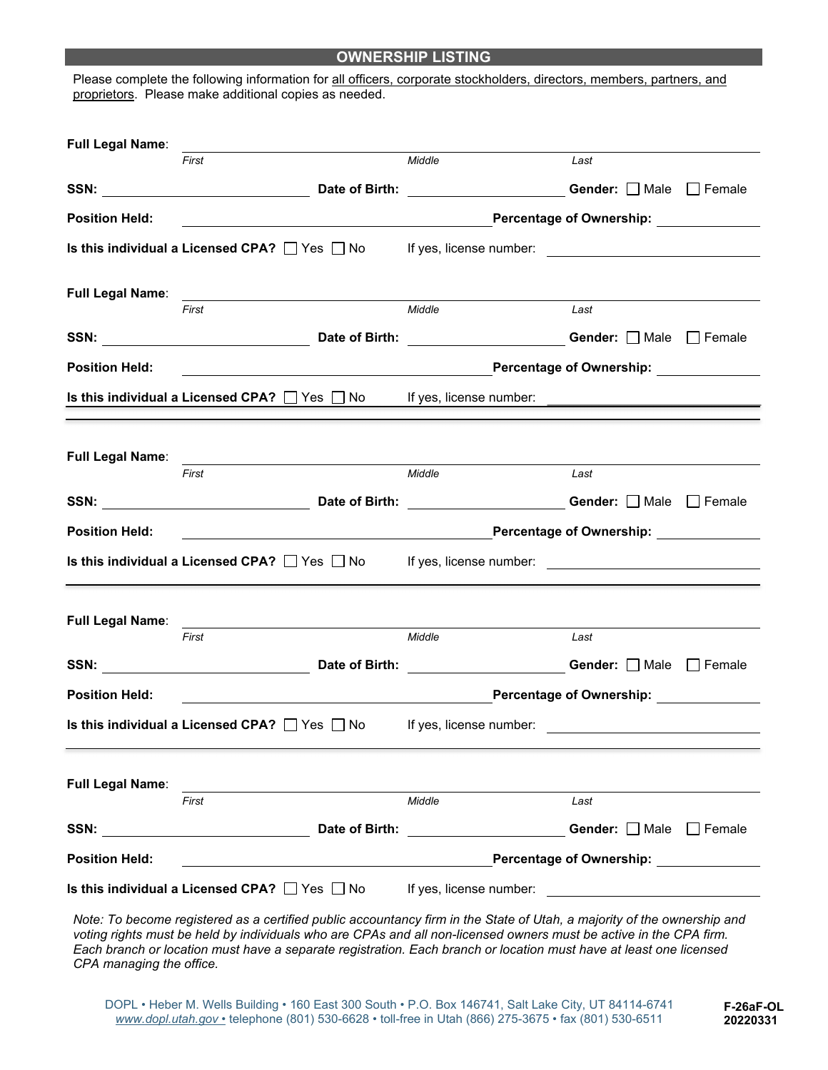## OWNERSHIP LISTING

Please complete the following information for all officers, corporate stockholders, directors, members, partners, and proprietors. Please make additional copies as needed.

**Full Legal Name**: ______________________________________________
*First* *Middle* *Last*

**SSN:** ____________________ **Date of Birth:** ____________________ **Gender:** ☐ Male ☐ Female

**Position Held:** ______________________________ **Percentage of Ownership:** __________

**Is this individual a Licensed CPA?** ☐ Yes ☐ No If yes, license number: ____________________

---

**Full Legal Name**: ______________________________________________
*First* *Middle* *Last*

**SSN:** ____________________ **Date of Birth:** ____________________ **Gender:** ☐ Male ☐ Female

**Position Held:** ______________________________ **Percentage of Ownership:** __________

**Is this individual a Licensed CPA?** ☐ Yes ☐ No If yes, license number: ____________________

---

**Full Legal Name**: ______________________________________________
*First* *Middle* *Last*

**SSN:** ____________________ **Date of Birth:** ____________________ **Gender:** ☐ Male ☐ Female

**Position Held:** ______________________________ **Percentage of Ownership:** __________

**Is this individual a Licensed CPA?** ☐ Yes ☐ No If yes, license number: ____________________

---

**Full Legal Name**: ______________________________________________
*First* *Middle* *Last*

**SSN:** ____________________ **Date of Birth:** ____________________ **Gender:** ☐ Male ☐ Female

**Position Held:** ______________________________ **Percentage of Ownership:** __________

**Is this individual a Licensed CPA?** ☐ Yes ☐ No If yes, license number: ____________________

---

**Full Legal Name**: ______________________________________________
*First* *Middle* *Last*

**SSN:** ____________________ **Date of Birth:** ____________________ **Gender:** ☐ Male ☐ Female

**Position Held:** ______________________________ **Percentage of Ownership:** __________

**Is this individual a Licensed CPA?** ☐ Yes ☐ No If yes, license number: ____________________

*Note: To become registered as a certified public accountancy firm in the State of Utah, a majority of the ownership and voting rights must be held by individuals who are CPAs and all non-licensed owners must be active in the CPA firm. Each branch or location must have a separate registration. Each branch or location must have at least one licensed CPA managing the office.*

DOPL • Heber M. Wells Building • 160 East 300 South • P.O. Box 146741, Salt Lake City, UT 84114-6741
www.dopl.utah.gov • telephone (801) 530-6628 • toll-free in Utah (866) 275-3675 • fax (801) 530-6511

**F-26aF-OL**
**20220331**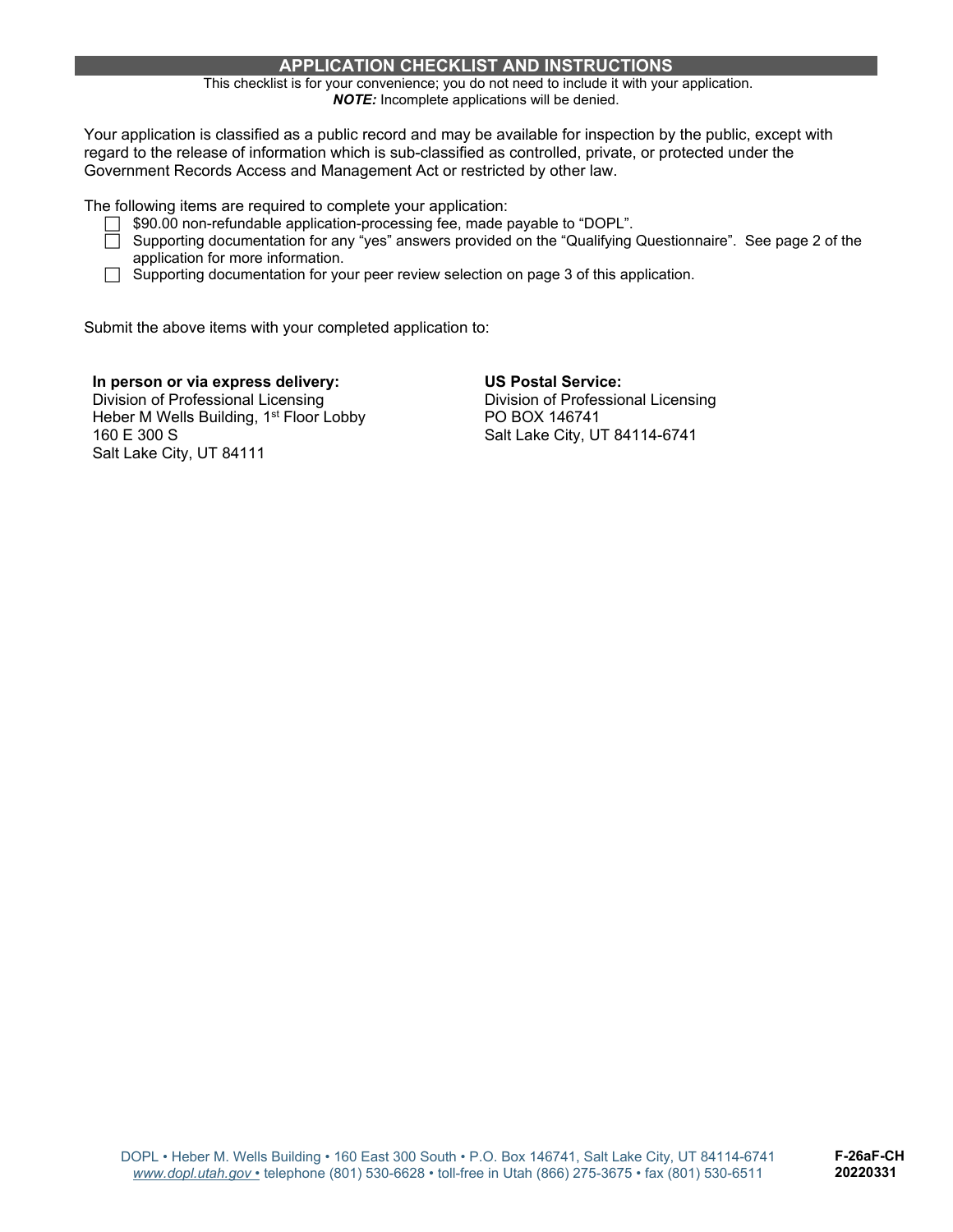## APPLICATION CHECKLIST AND INSTRUCTIONS

This checklist is for your convenience; you do not need to include it with your application.
***NOTE:*** Incomplete applications will be denied.

Your application is classified as a public record and may be available for inspection by the public, except with regard to the release of information which is sub-classified as controlled, private, or protected under the Government Records Access and Management Act or restricted by other law.

The following items are required to complete your application:

- ☐ $90.00 non-refundable application-processing fee, made payable to "DOPL".
- ☐ Supporting documentation for any "yes" answers provided on the "Qualifying Questionnaire". See page 2 of the application for more information.
- ☐ Supporting documentation for your peer review selection on page 3 of this application.

Submit the above items with your completed application to:

**In person or via express delivery:**
Division of Professional Licensing
Heber M Wells Building, 1st Floor Lobby
160 E 300 S
Salt Lake City, UT 84111

**US Postal Service:**
Division of Professional Licensing
PO BOX 146741
Salt Lake City, UT 84114-6741